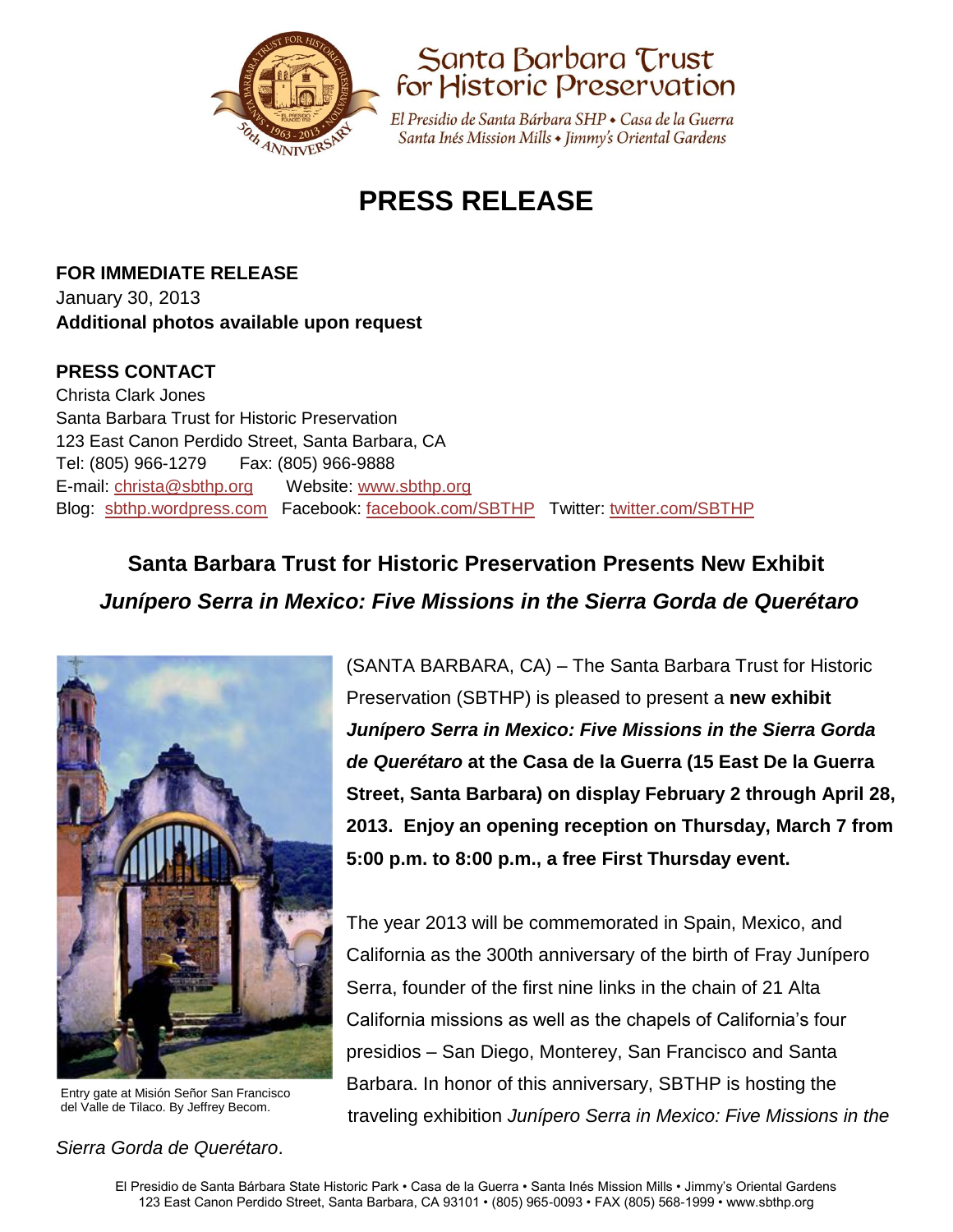Santa Barbara Trust for Historic Preservation

El Presidio de Santa Bárbara SHP • Casa de la Guerra
Santa Inés Mission Mills • Jimmy's Oriental Gardens

# PRESS RELEASE

**FOR IMMEDIATE RELEASE**
January 30, 2013
**Additional photos available upon request**

**PRESS CONTACT**
Christa Clark Jones
Santa Barbara Trust for Historic Preservation
123 East Canon Perdido Street, Santa Barbara, CA
Tel: (805) 966-1279 Fax: (805) 966-9888
E-mail: christa@sbthp.org Website: www.sbthp.org
Blog: sbthp.wordpress.com Facebook: facebook.com/SBTHP Twitter: twitter.com/SBTHP

## Santa Barbara Trust for Historic Preservation Presents New Exhibit *Junípero Serra in Mexico: Five Missions in the Sierra Gorda de Querétaro*

Entry gate at Misión Señor San Francisco del Valle de Tilaco. By Jeffrey Becom.

(SANTA BARBARA, CA) – The Santa Barbara Trust for Historic Preservation (SBTHP) is pleased to present a **new exhibit *Junípero Serra in Mexico: Five Missions in the Sierra Gorda de Querétaro* at the Casa de la Guerra (15 East De la Guerra Street, Santa Barbara) on display February 2 through April 28, 2013. Enjoy an opening reception on Thursday, March 7 from 5:00 p.m. to 8:00 p.m., a free First Thursday event.**

The year 2013 will be commemorated in Spain, Mexico, and California as the 300th anniversary of the birth of Fray Junípero Serra, founder of the first nine links in the chain of 21 Alta California missions as well as the chapels of California's four presidios – San Diego, Monterey, San Francisco and Santa Barbara. In honor of this anniversary, SBTHP is hosting the traveling exhibition *Junípero Serra in Mexico: Five Missions in the Sierra Gorda de Querétaro*.

El Presidio de Santa Bárbara State Historic Park • Casa de la Guerra • Santa Inés Mission Mills • Jimmy's Oriental Gardens
123 East Canon Perdido Street, Santa Barbara, CA 93101 • (805) 965-0093 • FAX (805) 568-1999 • www.sbthp.org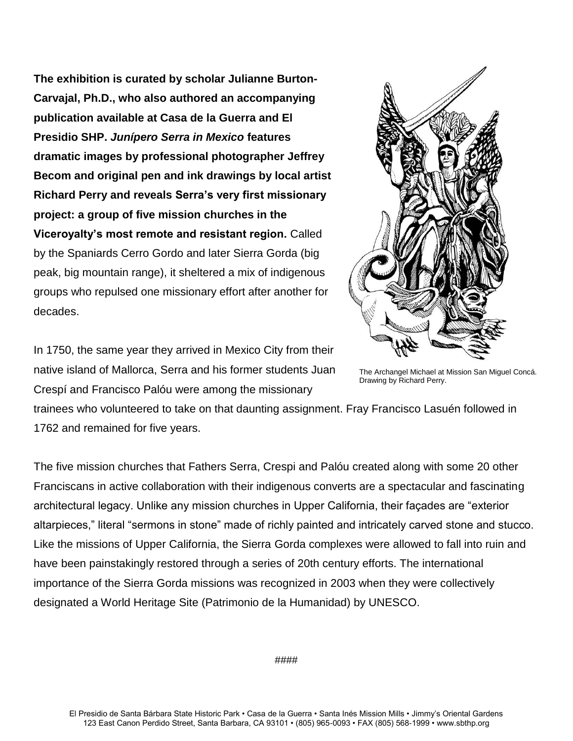**The exhibition is curated by scholar Julianne Burton-Carvajal, Ph.D., who also authored an accompanying publication available at Casa de la Guerra and El Presidio SHP. *Junípero Serra in Mexico* features dramatic images by professional photographer Jeffrey Becom and original pen and ink drawings by local artist Richard Perry and reveals Serra's very first missionary project: a group of five mission churches in the Viceroyalty's most remote and resistant region.** Called by the Spaniards Cerro Gordo and later Sierra Gorda (big peak, big mountain range), it sheltered a mix of indigenous groups who repulsed one missionary effort after another for decades.

The Archangel Michael at Mission San Miguel Concá. Drawing by Richard Perry.

In 1750, the same year they arrived in Mexico City from their native island of Mallorca, Serra and his former students Juan Crespí and Francisco Palóu were among the missionary trainees who volunteered to take on that daunting assignment. Fray Francisco Lasuén followed in 1762 and remained for five years.

The five mission churches that Fathers Serra, Crespi and Palóu created along with some 20 other Franciscans in active collaboration with their indigenous converts are a spectacular and fascinating architectural legacy. Unlike any mission churches in Upper California, their façades are "exterior altarpieces," literal "sermons in stone" made of richly painted and intricately carved stone and stucco. Like the missions of Upper California, the Sierra Gorda complexes were allowed to fall into ruin and have been painstakingly restored through a series of 20th century efforts. The international importance of the Sierra Gorda missions was recognized in 2003 when they were collectively designated a World Heritage Site (Patrimonio de la Humanidad) by UNESCO.

####

El Presidio de Santa Bárbara State Historic Park • Casa de la Guerra • Santa Inés Mission Mills • Jimmy's Oriental Gardens
123 East Canon Perdido Street, Santa Barbara, CA 93101 • (805) 965-0093 • FAX (805) 568-1999 • www.sbthp.org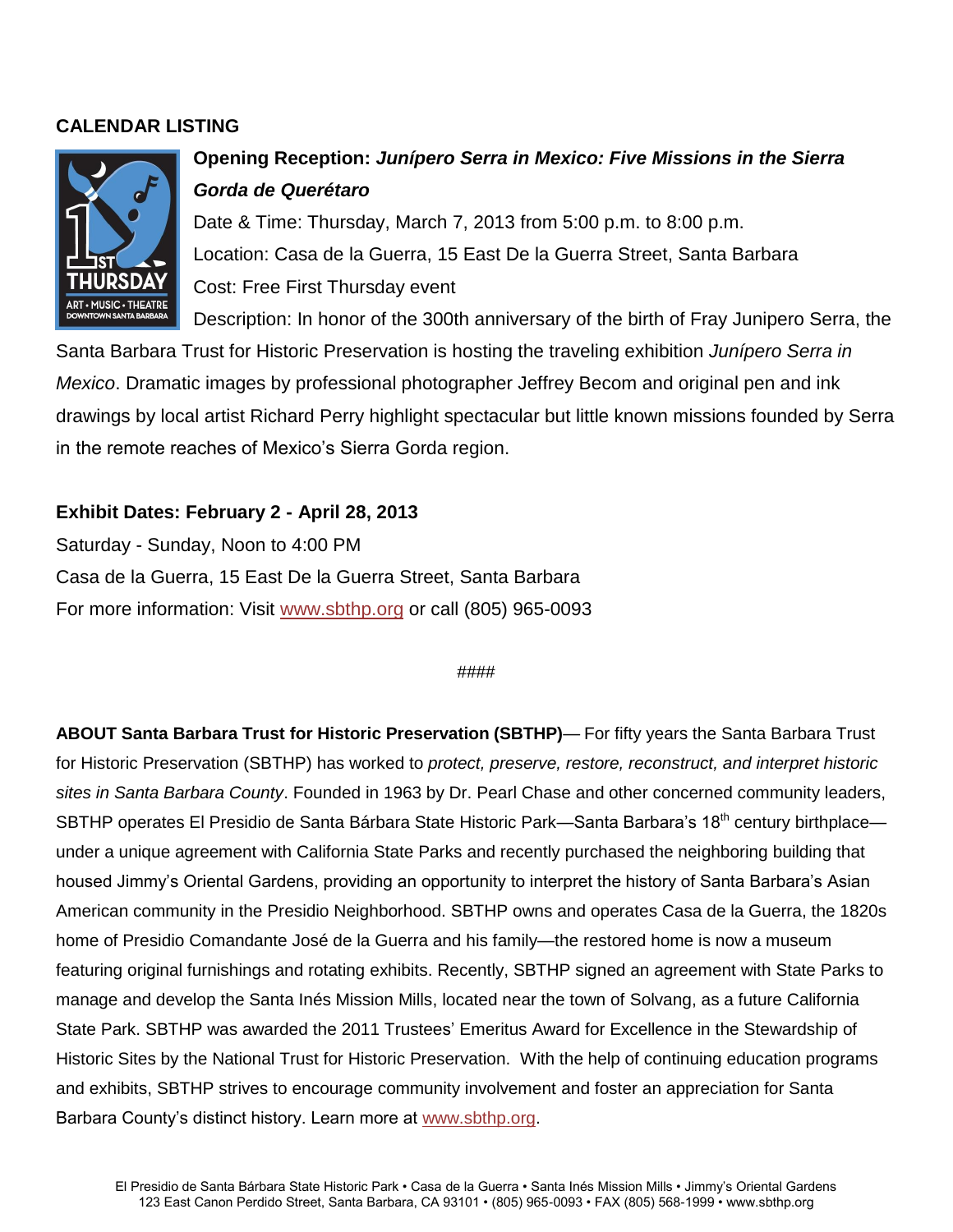**CALENDAR LISTING**

**Opening Reception: *Junípero Serra in Mexico: Five Missions in the Sierra Gorda de Querétaro***

Date & Time: Thursday, March 7, 2013 from 5:00 p.m. to 8:00 p.m.

Location: Casa de la Guerra, 15 East De la Guerra Street, Santa Barbara

Cost: Free First Thursday event

Description: In honor of the 300th anniversary of the birth of Fray Junipero Serra, the Santa Barbara Trust for Historic Preservation is hosting the traveling exhibition *Junípero Serra in Mexico*. Dramatic images by professional photographer Jeffrey Becom and original pen and ink drawings by local artist Richard Perry highlight spectacular but little known missions founded by Serra in the remote reaches of Mexico's Sierra Gorda region.

**Exhibit Dates: February 2 - April 28, 2013**

Saturday - Sunday, Noon to 4:00 PM

Casa de la Guerra, 15 East De la Guerra Street, Santa Barbara

For more information: Visit www.sbthp.org or call (805) 965-0093

####

**ABOUT Santa Barbara Trust for Historic Preservation (SBTHP)**— For fifty years the Santa Barbara Trust for Historic Preservation (SBTHP) has worked to *protect, preserve, restore, reconstruct, and interpret historic sites in Santa Barbara County*. Founded in 1963 by Dr. Pearl Chase and other concerned community leaders, SBTHP operates El Presidio de Santa Bárbara State Historic Park—Santa Barbara's 18th century birthplace—under a unique agreement with California State Parks and recently purchased the neighboring building that housed Jimmy's Oriental Gardens, providing an opportunity to interpret the history of Santa Barbara's Asian American community in the Presidio Neighborhood. SBTHP owns and operates Casa de la Guerra, the 1820s home of Presidio Comandante José de la Guerra and his family—the restored home is now a museum featuring original furnishings and rotating exhibits. Recently, SBTHP signed an agreement with State Parks to manage and develop the Santa Inés Mission Mills, located near the town of Solvang, as a future California State Park. SBTHP was awarded the 2011 Trustees' Emeritus Award for Excellence in the Stewardship of Historic Sites by the National Trust for Historic Preservation. With the help of continuing education programs and exhibits, SBTHP strives to encourage community involvement and foster an appreciation for Santa Barbara County's distinct history. Learn more at www.sbthp.org.

El Presidio de Santa Bárbara State Historic Park • Casa de la Guerra • Santa Inés Mission Mills • Jimmy's Oriental Gardens
123 East Canon Perdido Street, Santa Barbara, CA 93101 • (805) 965-0093 • FAX (805) 568-1999 • www.sbthp.org